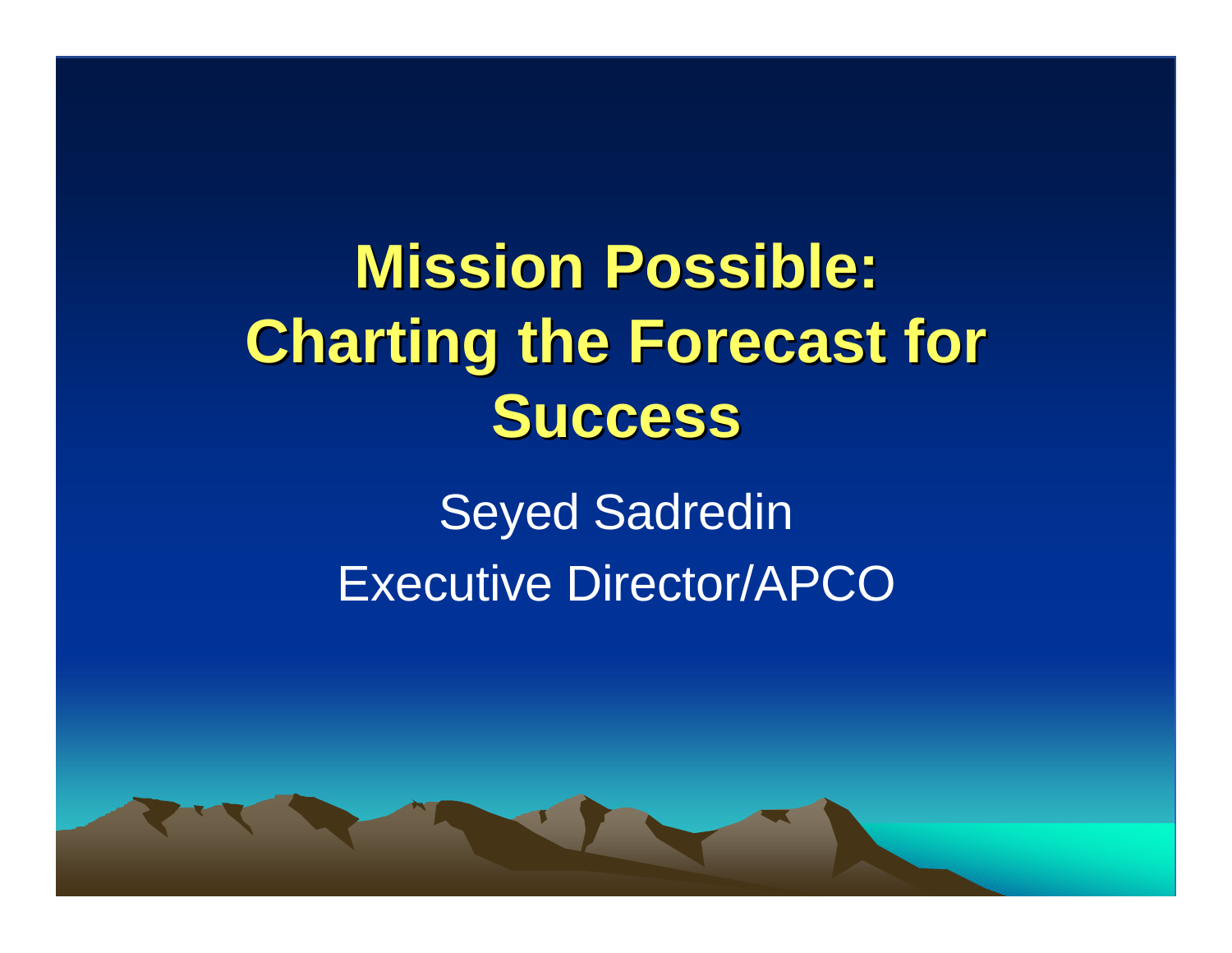# Mission Possible: Charting the Forecast for Success

Seyed Sadredin

Executive Director/APCO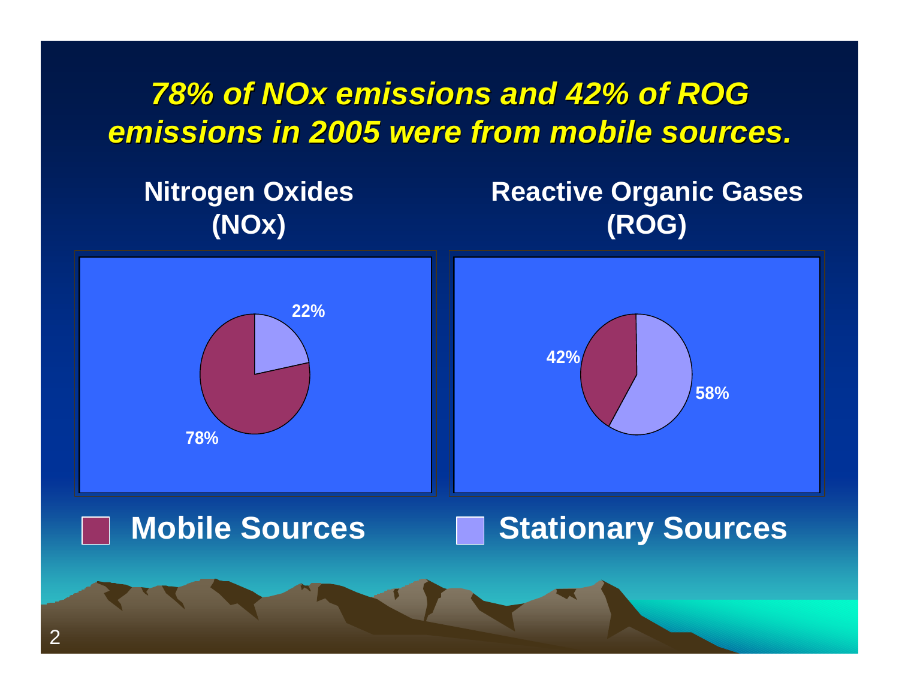# *78% of NOx emissions and 42% of ROG emissions in 2005 were from mobile sources.*

**Nitrogen Oxides (NOx)**

22%

78%

**Reactive Organic Gases (ROG)**

42%

58%

**Mobile Sources** **Stationary Sources**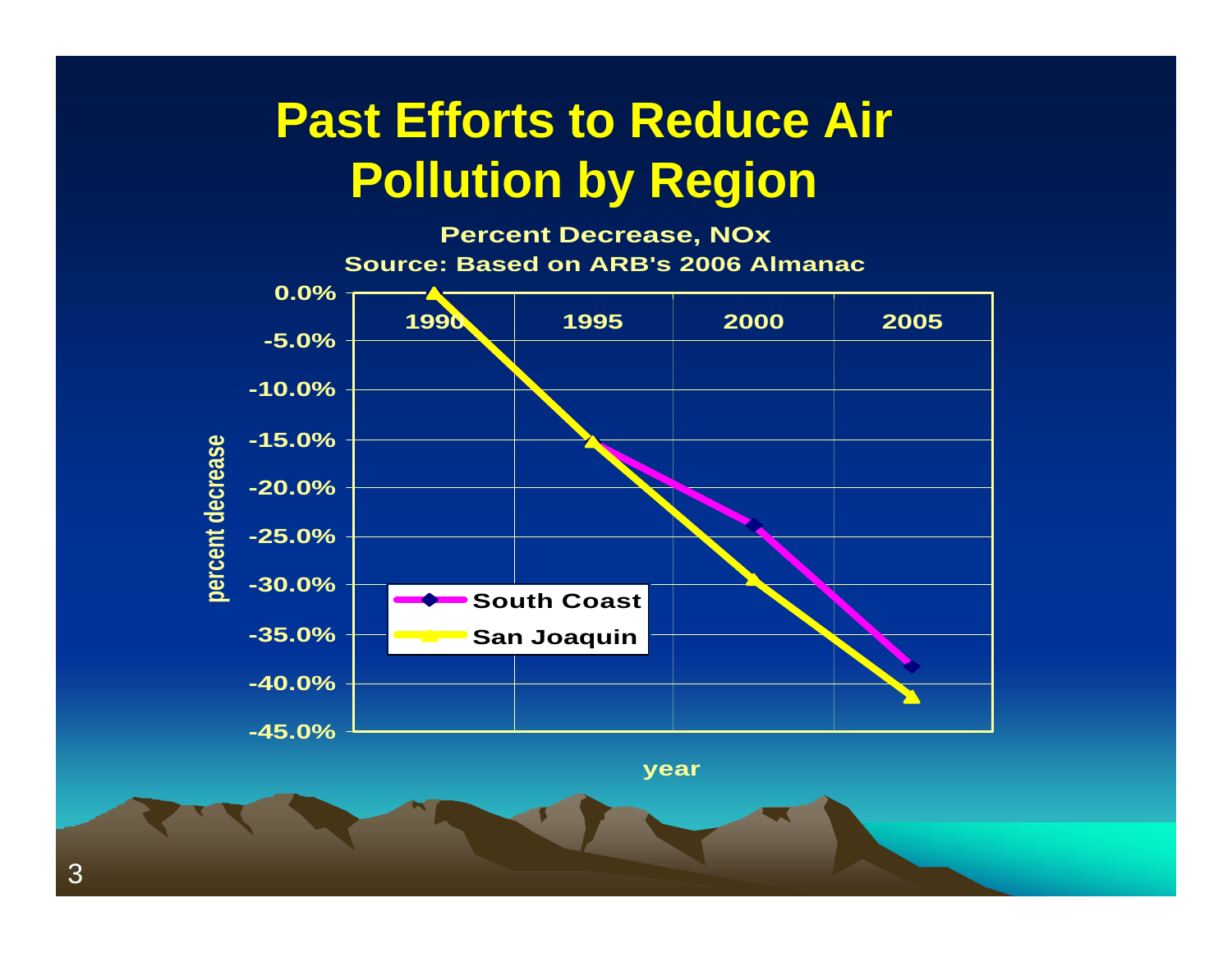# Past Efforts to Reduce Air Pollution by Region

**Percent Decrease, NOx**
**Source: Based on ARB's 2006 Almanac**

| year | South Coast | San Joaquin |
|---|---|---|
| 1990 | 0.0% | 0.0% |
| 1995 | -15.3% | -15.3% |
| 2000 | -23.8% | -29.5% |
| 2005 | -38.3% | -41.5% |

percent decrease

year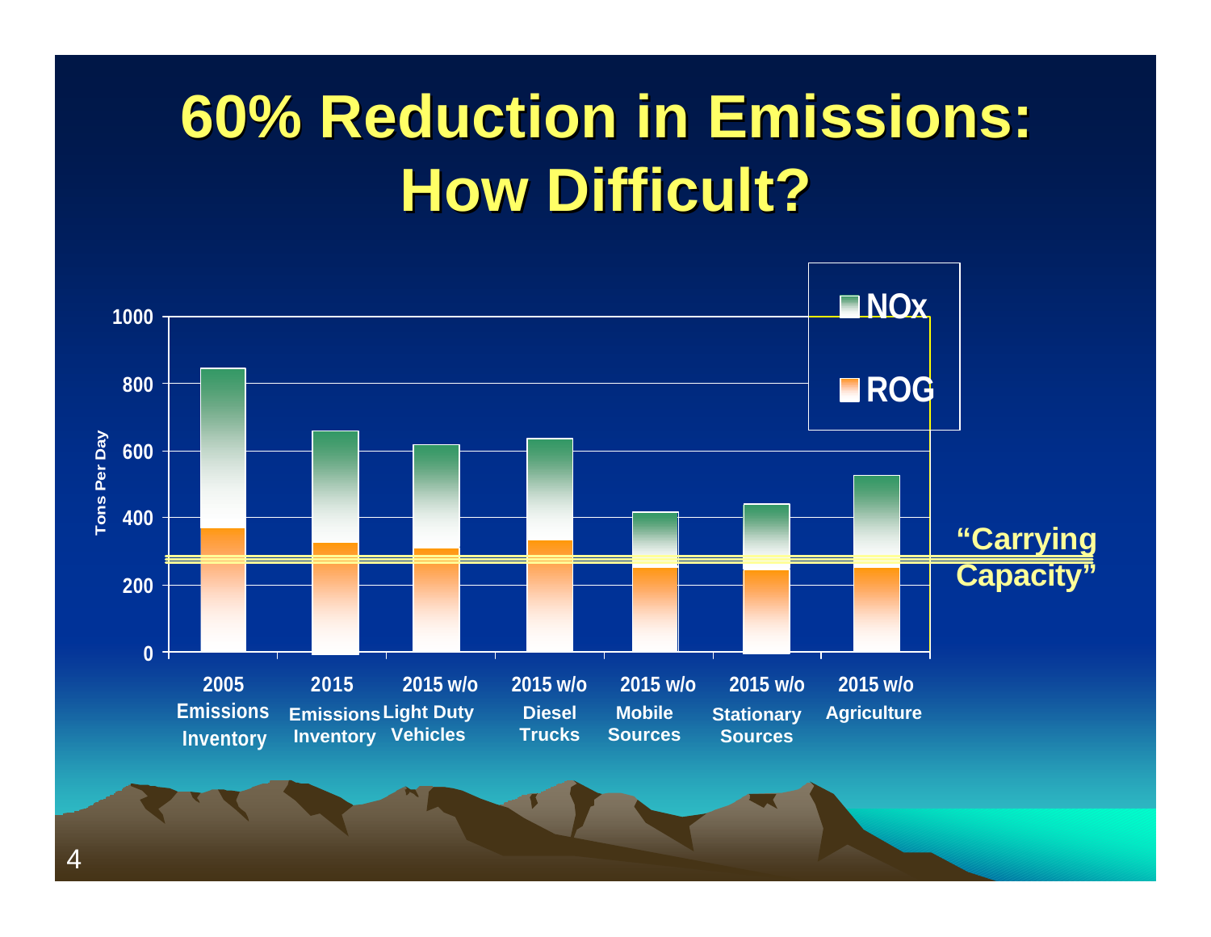# 60% Reduction in Emissions: How Difficult?

Tons Per Day

| | NOx | ROG |
|---|---|---|
| 2005 Emissions Inventory | | |
| 2015 Emissions Inventory | | |
| 2015 w/o Light Duty Vehicles | | |
| 2015 w/o Diesel Trucks | | |
| 2015 w/o Mobile Sources | | |
| 2015 w/o Stationary Sources | | |
| 2015 w/o Agriculture | | |

"Carrying Capacity"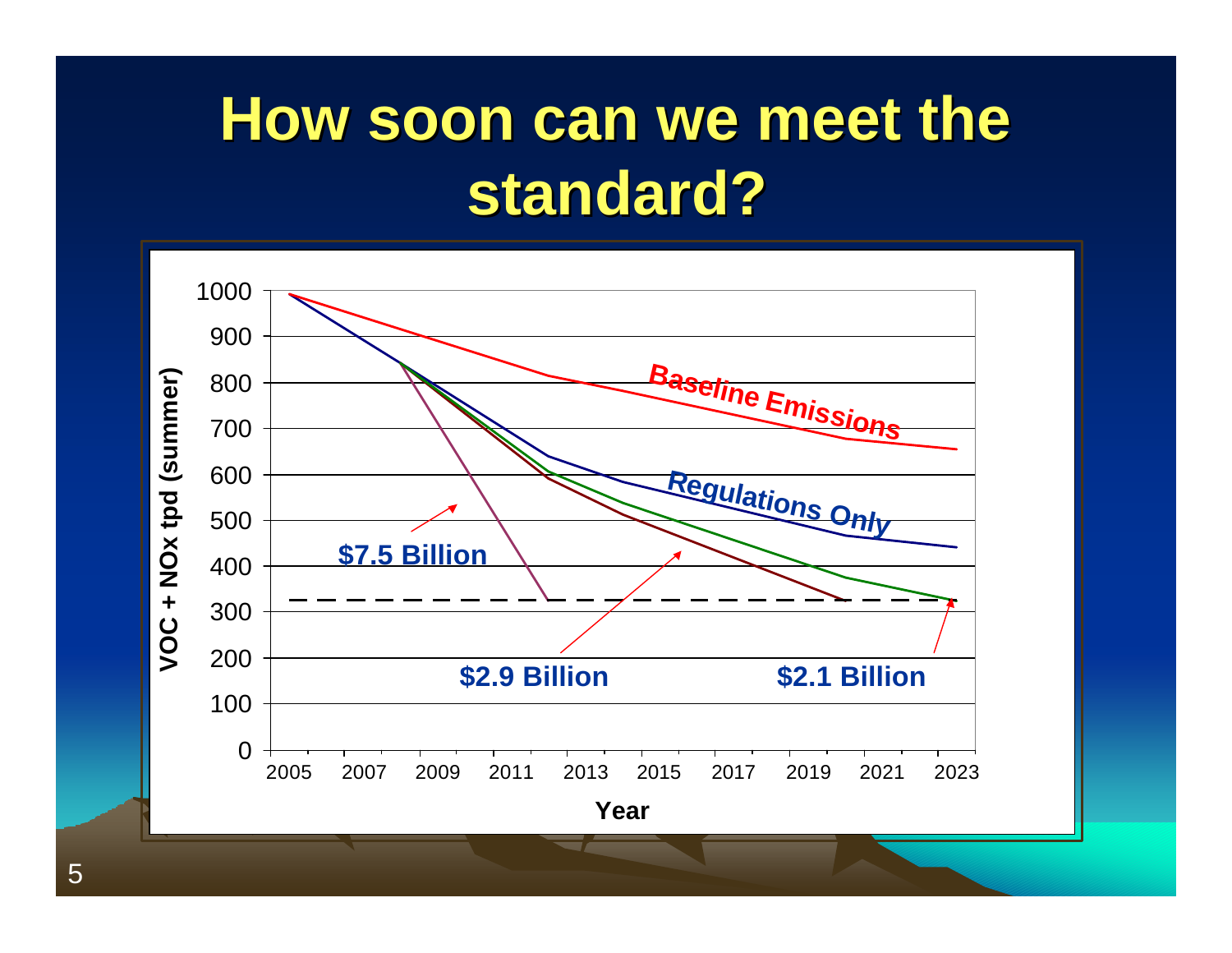# How soon can we meet the standard?

Baseline Emissions

Regulations Only

$7.5 Billion

$2.9 Billion

$2.1 Billion

VOC + NOx tpd (summer)

Year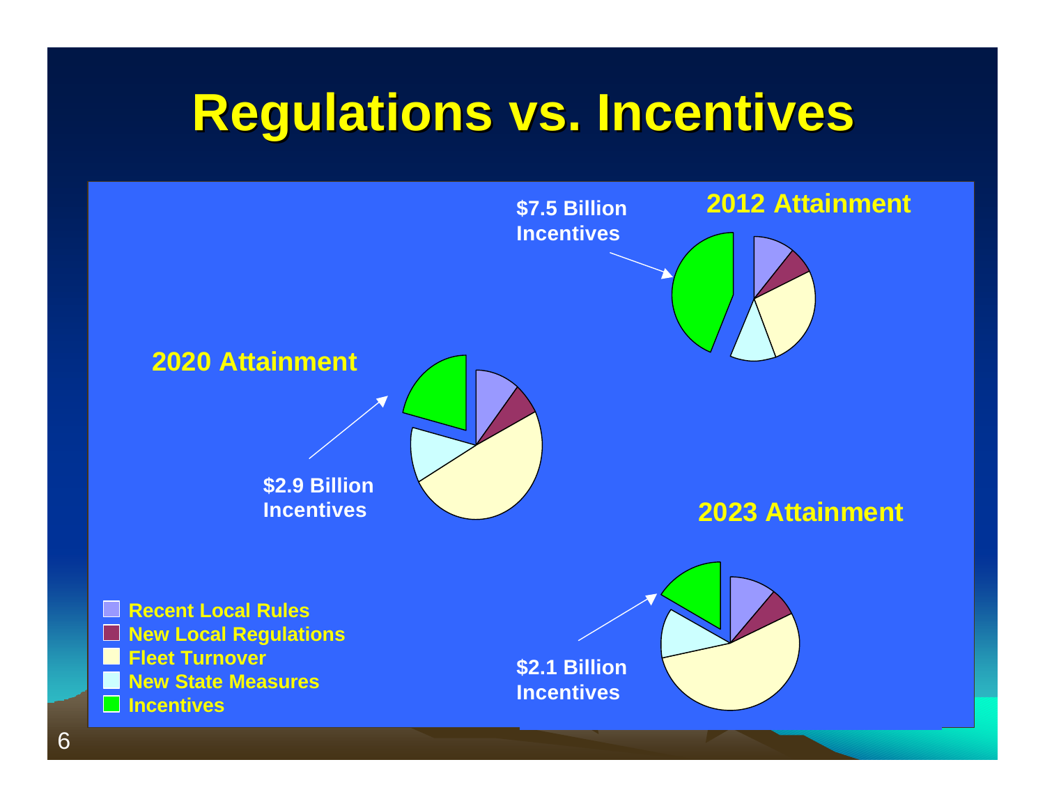# Regulations vs. Incentives

2012 Attainment

$7.5 Billion Incentives

2020 Attainment

$2.9 Billion Incentives

2023 Attainment

$2.1 Billion Incentives

- Recent Local Rules
- New Local Regulations
- Fleet Turnover
- New State Measures
- Incentives